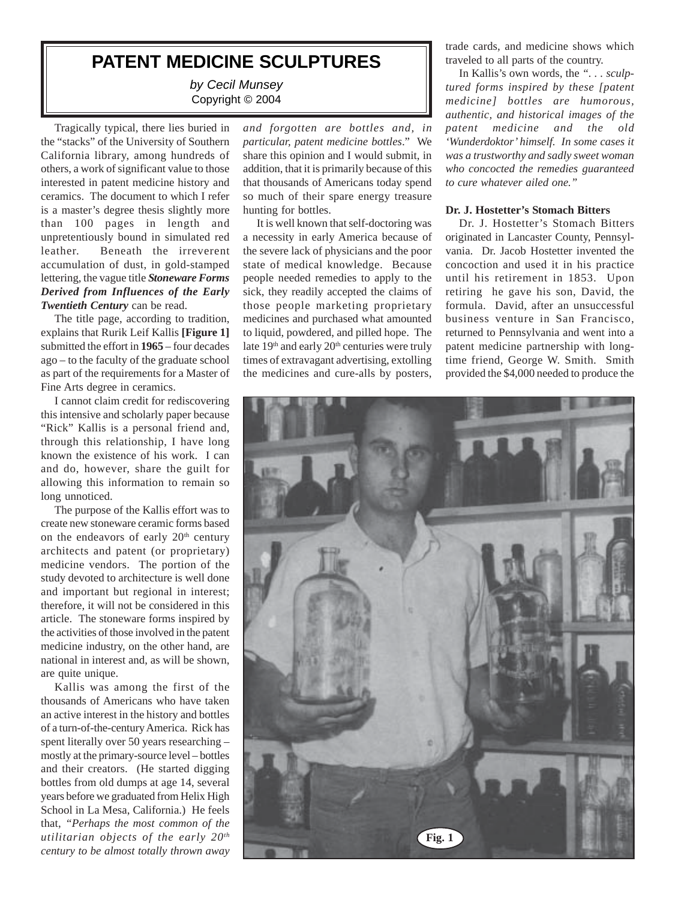# PATENT MEDICINE SCULPTURES

*by Cecil Munsey*
Copyright © 2004

Tragically typical, there lies buried in the "stacks" of the University of Southern California library, among hundreds of others, a work of significant value to those interested in patent medicine history and ceramics. The document to which I refer is a master's degree thesis slightly more than 100 pages in length and unpretentiously bound in simulated red leather. Beneath the irreverent accumulation of dust, in gold-stamped lettering, the vague title ***Stoneware Forms Derived from Influences of the Early Twentieth Century*** can be read.

The title page, according to tradition, explains that Rurik Leif Kallis **[Figure 1]** submitted the effort in **1965** – four decades ago – to the faculty of the graduate school as part of the requirements for a Master of Fine Arts degree in ceramics.

I cannot claim credit for rediscovering this intensive and scholarly paper because "Rick" Kallis is a personal friend and, through this relationship, I have long known the existence of his work. I can and do, however, share the guilt for allowing this information to remain so long unnoticed.

The purpose of the Kallis effort was to create new stoneware ceramic forms based on the endeavors of early 20th century architects and patent (or proprietary) medicine vendors. The portion of the study devoted to architecture is well done and important but regional in interest; therefore, it will not be considered in this article. The stoneware forms inspired by the activities of those involved in the patent medicine industry, on the other hand, are national in interest and, as will be shown, are quite unique.

Kallis was among the first of the thousands of Americans who have taken an active interest in the history and bottles of a turn-of-the-century America. Rick has spent literally over 50 years researching – mostly at the primary-source level – bottles and their creators. (He started digging bottles from old dumps at age 14, several years before we graduated from Helix High School in La Mesa, California.) He feels that, "*Perhaps the most common of the utilitarian objects of the early 20th century to be almost totally thrown away and forgotten are bottles and, in particular, patent medicine bottles*." We share this opinion and I would submit, in addition, that it is primarily because of this that thousands of Americans today spend so much of their spare energy treasure hunting for bottles.

It is well known that self-doctoring was a necessity in early America because of the severe lack of physicians and the poor state of medical knowledge. Because people needed remedies to apply to the sick, they readily accepted the claims of those people marketing proprietary medicines and purchased what amounted to liquid, powdered, and pilled hope. The late 19th and early 20th centuries were truly times of extravagant advertising, extolling the medicines and cure-alls by posters, trade cards, and medicine shows which traveled to all parts of the country.

In Kallis's own words, the "*. . . sculptured forms inspired by these [patent medicine] bottles are humorous, authentic, and historical images of the patent medicine and the old 'Wunderdoktor' himself. In some cases it was a trustworthy and sadly sweet woman who concocted the remedies guaranteed to cure whatever ailed one.*"

**Dr. J. Hostetter's Stomach Bitters**

Dr. J. Hostetter's Stomach Bitters originated in Lancaster County, Pennsylvania. Dr. Jacob Hostetter invented the concoction and used it in his practice until his retirement in 1853. Upon retiring he gave his son, David, the formula. David, after an unsuccessful business venture in San Francisco, returned to Pennsylvania and went into a patent medicine partnership with long-time friend, George W. Smith. Smith provided the $4,000 needed to produce the

Fig. 1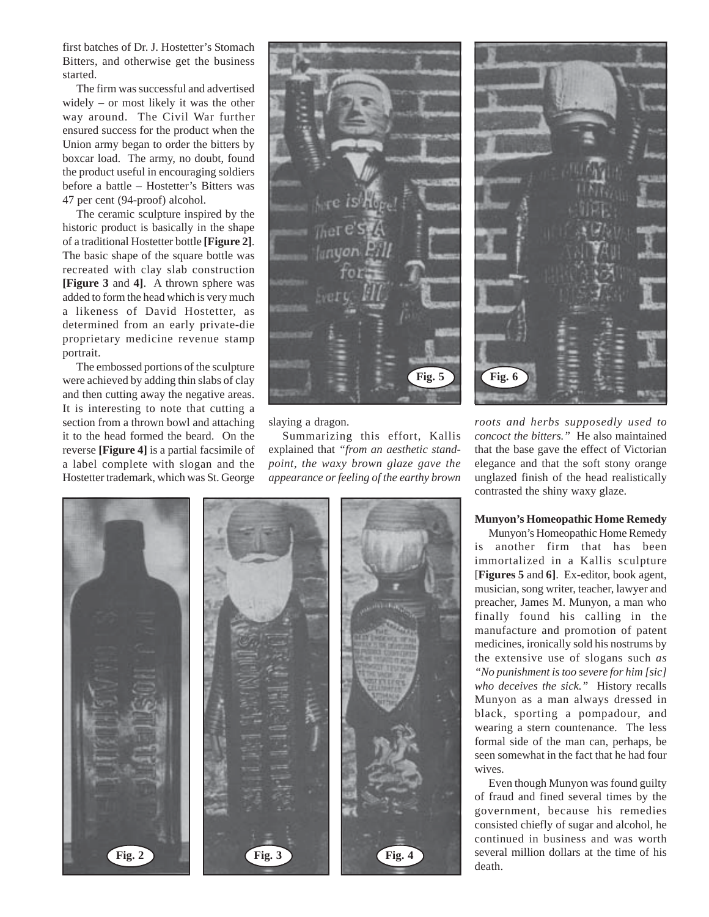first batches of Dr. J. Hostetter's Stomach Bitters, and otherwise get the business started.

The firm was successful and advertised widely – or most likely it was the other way around. The Civil War further ensured success for the product when the Union army began to order the bitters by boxcar load. The army, no doubt, found the product useful in encouraging soldiers before a battle – Hostetter's Bitters was 47 per cent (94-proof) alcohol.

The ceramic sculpture inspired by the historic product is basically in the shape of a traditional Hostetter bottle **[Figure 2]**. The basic shape of the square bottle was recreated with clay slab construction **[Figure 3** and **4]**. A thrown sphere was added to form the head which is very much a likeness of David Hostetter, as determined from an early private-die proprietary medicine revenue stamp portrait.

The embossed portions of the sculpture were achieved by adding thin slabs of clay and then cutting away the negative areas. It is interesting to note that cutting a section from a thrown bowl and attaching it to the head formed the beard. On the reverse **[Figure 4]** is a partial facsimile of a label complete with slogan and the Hostetter trademark, which was St. George slaying a dragon.

Summarizing this effort, Kallis explained that *"from an aesthetic standpoint, the waxy brown glaze gave the appearance or feeling of the earthy brown roots and herbs supposedly used to concoct the bitters."* He also maintained that the base gave the effect of Victorian elegance and that the soft stony orange unglazed finish of the head realistically contrasted the shiny waxy glaze.

Fig. 5

Fig. 6

Fig. 2

Fig. 3

Fig. 4

**Munyon's Homeopathic Home Remedy**

Munyon's Homeopathic Home Remedy is another firm that has been immortalized in a Kallis sculpture [**Figures 5** and **6]**. Ex-editor, book agent, musician, song writer, teacher, lawyer and preacher, James M. Munyon, a man who finally found his calling in the manufacture and promotion of patent medicines, ironically sold his nostrums by the extensive use of slogans such *as "No punishment is too severe for him [sic] who deceives the sick."* History recalls Munyon as a man always dressed in black, sporting a pompadour, and wearing a stern countenance. The less formal side of the man can, perhaps, be seen somewhat in the fact that he had four wives.

Even though Munyon was found guilty of fraud and fined several times by the government, because his remedies consisted chiefly of sugar and alcohol, he continued in business and was worth several million dollars at the time of his death.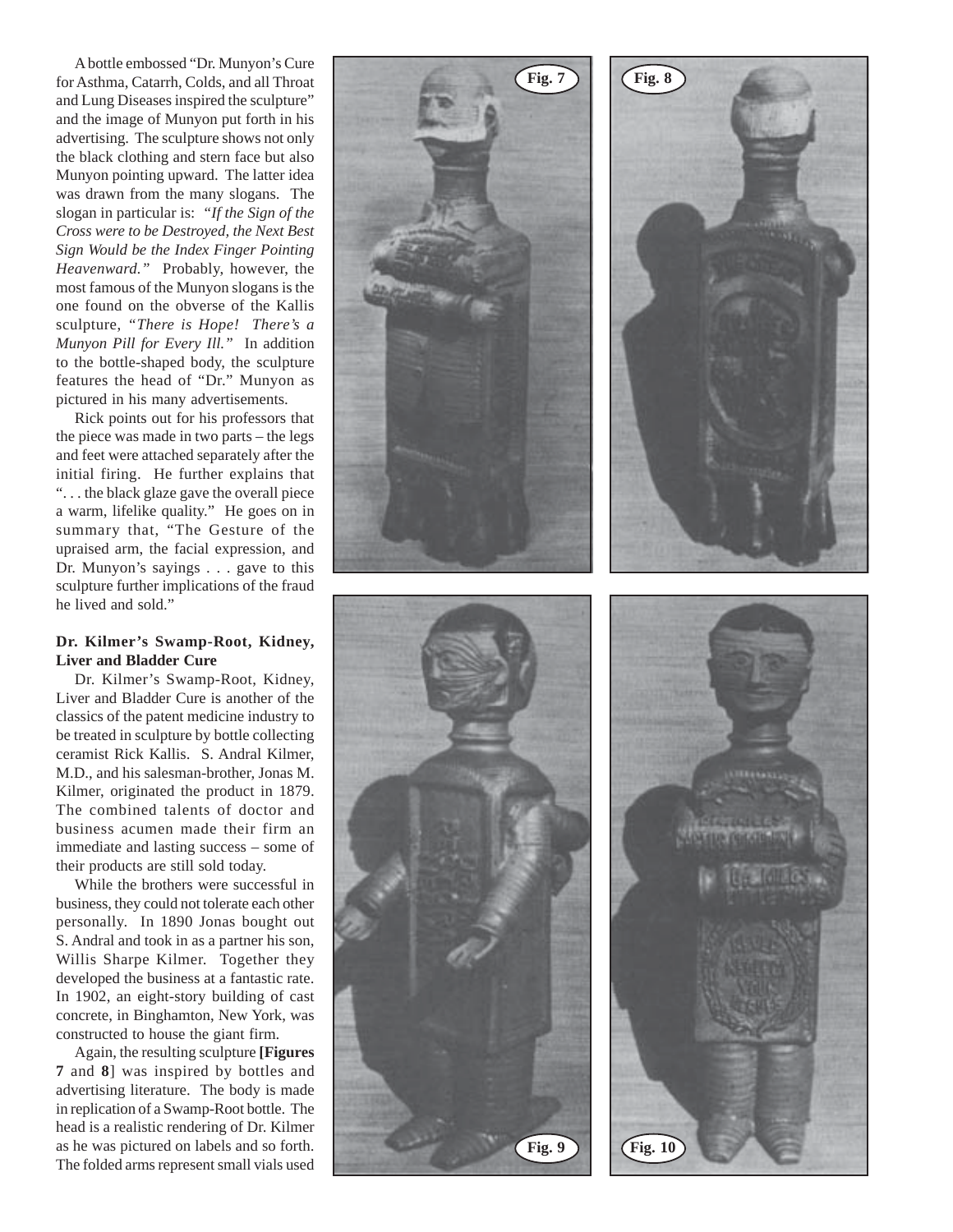A bottle embossed "Dr. Munyon's Cure for Asthma, Catarrh, Colds, and all Throat and Lung Diseases inspired the sculpture" and the image of Munyon put forth in his advertising. The sculpture shows not only the black clothing and stern face but also Munyon pointing upward. The latter idea was drawn from the many slogans. The slogan in particular is: *"If the Sign of the Cross were to be Destroyed, the Next Best Sign Would be the Index Finger Pointing Heavenward."* Probably, however, the most famous of the Munyon slogans is the one found on the obverse of the Kallis sculpture, *"There is Hope! There's a Munyon Pill for Every Ill."* In addition to the bottle-shaped body, the sculpture features the head of "Dr." Munyon as pictured in his many advertisements.

Rick points out for his professors that the piece was made in two parts – the legs and feet were attached separately after the initial firing. He further explains that ". . . the black glaze gave the overall piece a warm, lifelike quality." He goes on in summary that, "The Gesture of the upraised arm, the facial expression, and Dr. Munyon's sayings . . . gave to this sculpture further implications of the fraud he lived and sold."

### Dr. Kilmer's Swamp-Root, Kidney, Liver and Bladder Cure

Dr. Kilmer's Swamp-Root, Kidney, Liver and Bladder Cure is another of the classics of the patent medicine industry to be treated in sculpture by bottle collecting ceramist Rick Kallis. S. Andral Kilmer, M.D., and his salesman-brother, Jonas M. Kilmer, originated the product in 1879. The combined talents of doctor and business acumen made their firm an immediate and lasting success – some of their products are still sold today.

While the brothers were successful in business, they could not tolerate each other personally. In 1890 Jonas bought out S. Andral and took in as a partner his son, Willis Sharpe Kilmer. Together they developed the business at a fantastic rate. In 1902, an eight-story building of cast concrete, in Binghamton, New York, was constructed to house the giant firm.

Again, the resulting sculpture **[Figures 7** and **8**] was inspired by bottles and advertising literature. The body is made in replication of a Swamp-Root bottle. The head is a realistic rendering of Dr. Kilmer as he was pictured on labels and so forth. The folded arms represent small vials used

Fig. 7

Fig. 8

Fig. 9

Fig. 10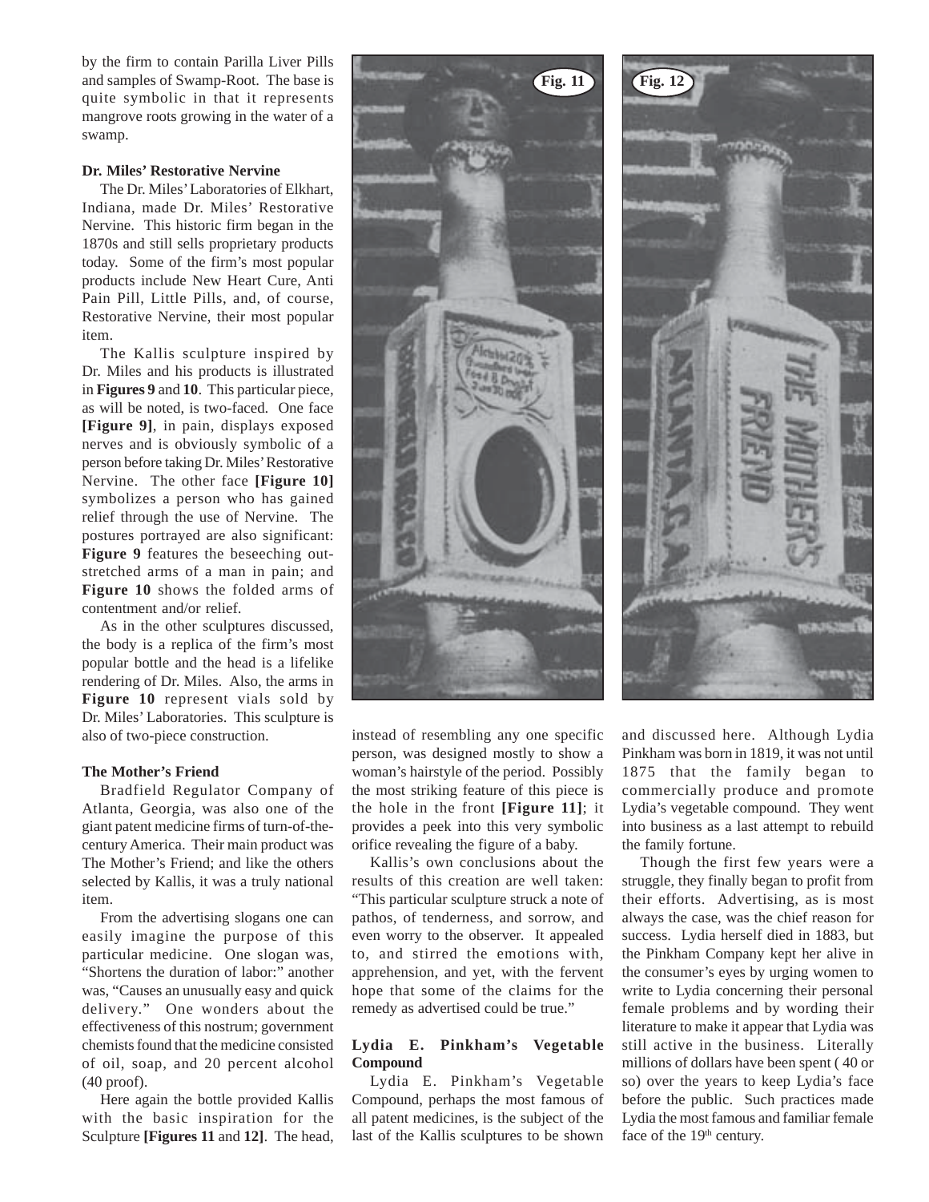by the firm to contain Parilla Liver Pills and samples of Swamp-Root. The base is quite symbolic in that it represents mangrove roots growing in the water of a swamp.

**Dr. Miles' Restorative Nervine**

The Dr. Miles' Laboratories of Elkhart, Indiana, made Dr. Miles' Restorative Nervine. This historic firm began in the 1870s and still sells proprietary products today. Some of the firm's most popular products include New Heart Cure, Anti Pain Pill, Little Pills, and, of course, Restorative Nervine, their most popular item.

The Kallis sculpture inspired by Dr. Miles and his products is illustrated in **Figures 9** and **10**. This particular piece, as will be noted, is two-faced. One face **[Figure 9]**, in pain, displays exposed nerves and is obviously symbolic of a person before taking Dr. Miles' Restorative Nervine. The other face **[Figure 10]** symbolizes a person who has gained relief through the use of Nervine. The postures portrayed are also significant: **Figure 9** features the beseeching outstretched arms of a man in pain; and **Figure 10** shows the folded arms of contentment and/or relief.

As in the other sculptures discussed, the body is a replica of the firm's most popular bottle and the head is a lifelike rendering of Dr. Miles. Also, the arms in **Figure 10** represent vials sold by Dr. Miles' Laboratories. This sculpture is also of two-piece construction.

**The Mother's Friend**

Bradfield Regulator Company of Atlanta, Georgia, was also one of the giant patent medicine firms of turn-of-the-century America. Their main product was The Mother's Friend; and like the others selected by Kallis, it was a truly national item.

From the advertising slogans one can easily imagine the purpose of this particular medicine. One slogan was, "Shortens the duration of labor:" another was, "Causes an unusually easy and quick delivery." One wonders about the effectiveness of this nostrum; government chemists found that the medicine consisted of oil, soap, and 20 percent alcohol (40 proof).

Here again the bottle provided Kallis with the basic inspiration for the Sculpture **[Figures 11** and **12]**. The head, instead of resembling any one specific person, was designed mostly to show a woman's hairstyle of the period. Possibly the most striking feature of this piece is the hole in the front **[Figure 11]**; it provides a peek into this very symbolic orifice revealing the figure of a baby.

Fig. 11

Fig. 12

Kallis's own conclusions about the results of this creation are well taken: "This particular sculpture struck a note of pathos, of tenderness, and sorrow, and even worry to the observer. It appealed to, and stirred the emotions with, apprehension, and yet, with the fervent hope that some of the claims for the remedy as advertised could be true."

**Lydia E. Pinkham's Vegetable Compound**

Lydia E. Pinkham's Vegetable Compound, perhaps the most famous of all patent medicines, is the subject of the last of the Kallis sculptures to be shown and discussed here. Although Lydia Pinkham was born in 1819, it was not until 1875 that the family began to commercially produce and promote Lydia's vegetable compound. They went into business as a last attempt to rebuild the family fortune.

Though the first few years were a struggle, they finally began to profit from their efforts. Advertising, as is most always the case, was the chief reason for success. Lydia herself died in 1883, but the Pinkham Company kept her alive in the consumer's eyes by urging women to write to Lydia concerning their personal female problems and by wording their literature to make it appear that Lydia was still active in the business. Literally millions of dollars have been spent ( 40 or so) over the years to keep Lydia's face before the public. Such practices made Lydia the most famous and familiar female face of the 19th century.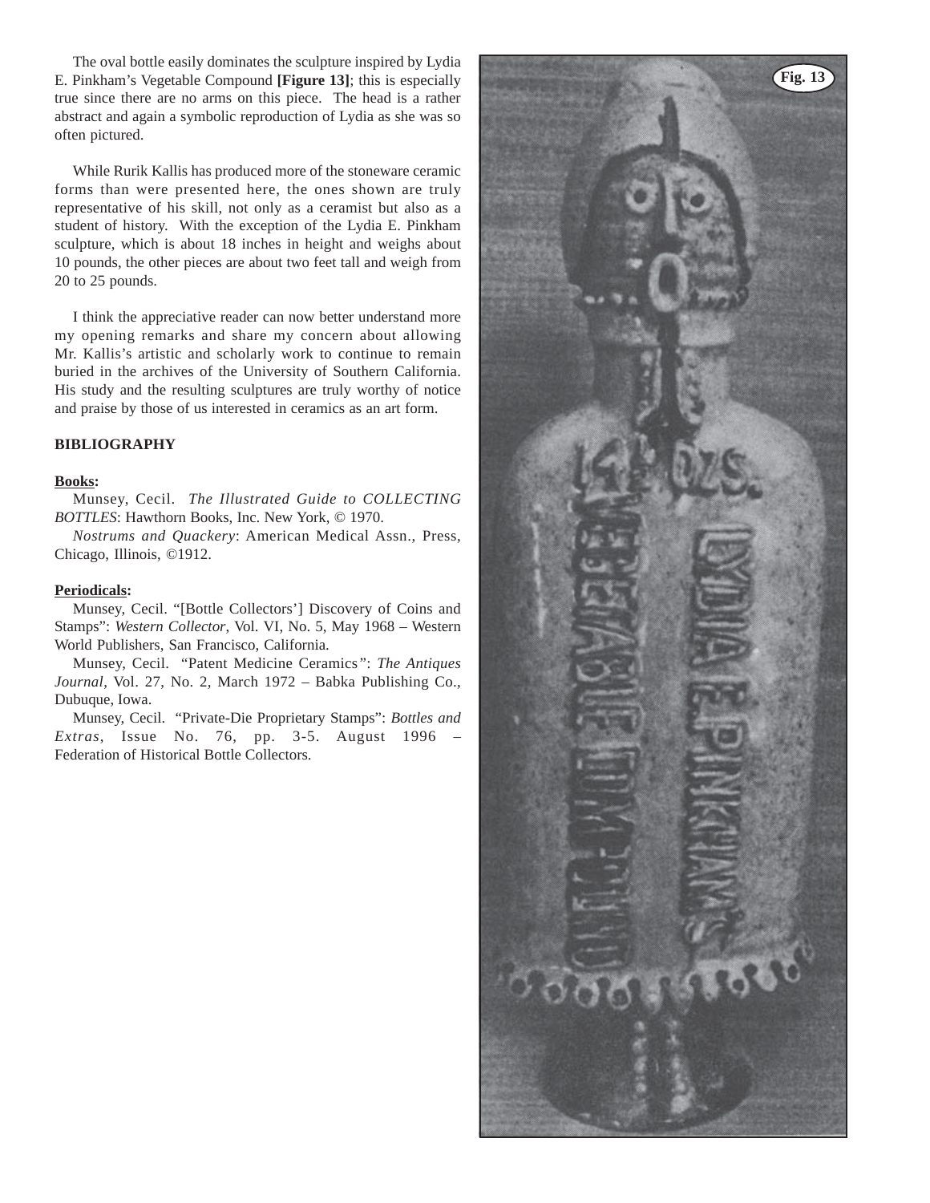The oval bottle easily dominates the sculpture inspired by Lydia E. Pinkham's Vegetable Compound **[Figure 13]**; this is especially true since there are no arms on this piece. The head is a rather abstract and again a symbolic reproduction of Lydia as she was so often pictured.

While Rurik Kallis has produced more of the stoneware ceramic forms than were presented here, the ones shown are truly representative of his skill, not only as a ceramist but also as a student of history. With the exception of the Lydia E. Pinkham sculpture, which is about 18 inches in height and weighs about 10 pounds, the other pieces are about two feet tall and weigh from 20 to 25 pounds.

I think the appreciative reader can now better understand more my opening remarks and share my concern about allowing Mr. Kallis's artistic and scholarly work to continue to remain buried in the archives of the University of Southern California. His study and the resulting sculptures are truly worthy of notice and praise by those of us interested in ceramics as an art form.

Fig. 13

## BIBLIOGRAPHY

**Books:**

Munsey, Cecil. *The Illustrated Guide to COLLECTING BOTTLES*: Hawthorn Books, Inc. New York, © 1970.

*Nostrums and Quackery*: American Medical Assn., Press, Chicago, Illinois, ©1912.

**Periodicals:**

Munsey, Cecil. "[Bottle Collectors'] Discovery of Coins and Stamps": *Western Collector*, Vol. VI, No. 5, May 1968 – Western World Publishers, San Francisco, California.

Munsey, Cecil. "Patent Medicine Ceramics": *The Antiques Journal*, Vol. 27, No. 2, March 1972 – Babka Publishing Co., Dubuque, Iowa.

Munsey, Cecil. "Private-Die Proprietary Stamps": *Bottles and Extras*, Issue No. 76, pp. 3-5. August 1996 – Federation of Historical Bottle Collectors.